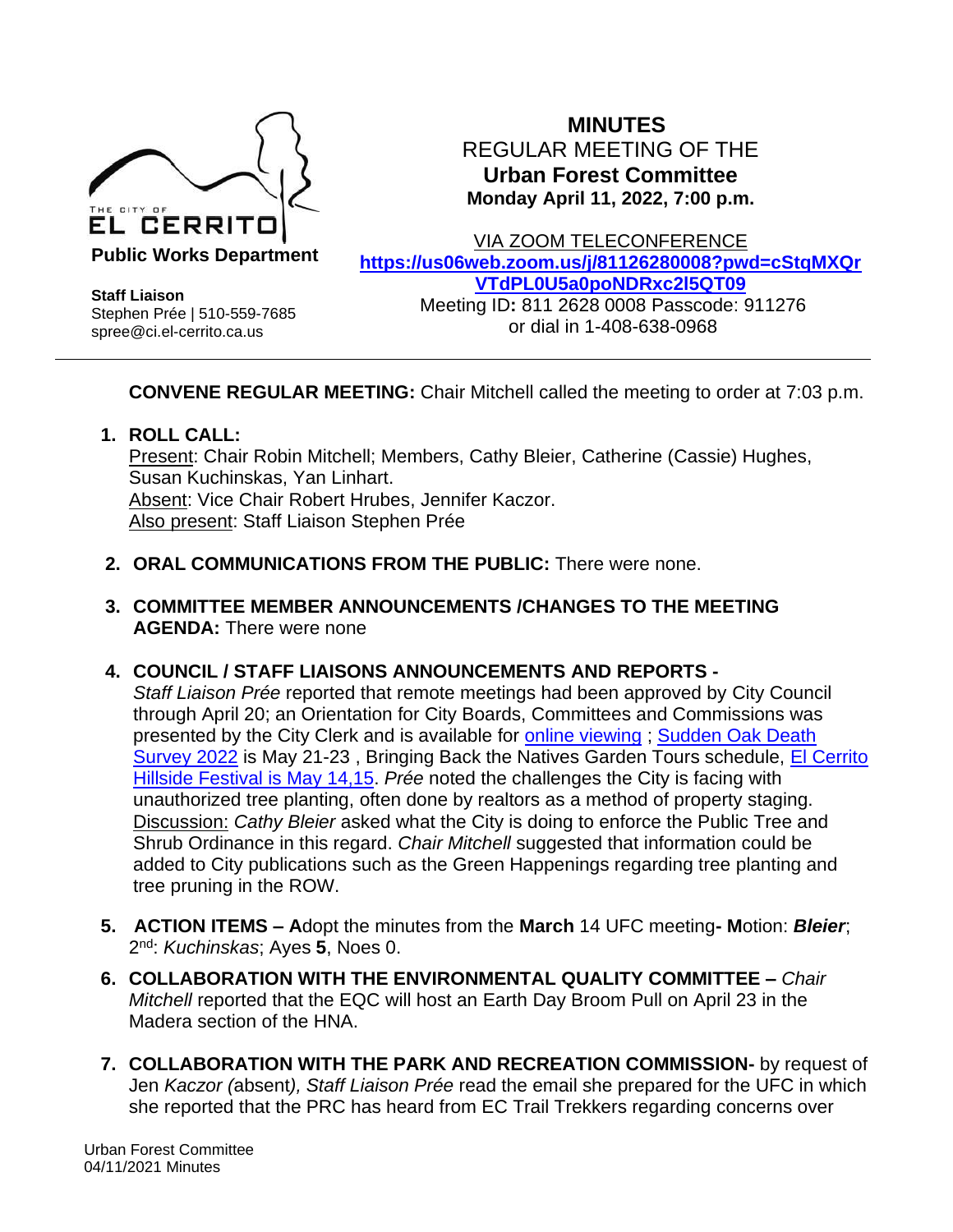THE CITY OF EL CERRITO

**Public Works Department**

**Staff Liaison**
Stephen Prée | 510-559-7685
spree@ci.el-cerrito.ca.us

# MINUTES

REGULAR MEETING OF THE
**Urban Forest Committee**
**Monday April 11, 2022, 7:00 p.m.**

VIA ZOOM TELECONFERENCE
**https://us06web.zoom.us/j/81126280008?pwd=cStqMXQrVTdPL0U5a0poNDRxc2l5QT09**
Meeting ID**:** 811 2628 0008 Passcode: 911276
or dial in 1-408-638-0968

---

**CONVENE REGULAR MEETING:** Chair Mitchell called the meeting to order at 7:03 p.m.

1. **ROLL CALL:**
   Present: Chair Robin Mitchell; Members, Cathy Bleier, Catherine (Cassie) Hughes, Susan Kuchinskas, Yan Linhart.
   Absent: Vice Chair Robert Hrubes, Jennifer Kaczor.
   Also present: Staff Liaison Stephen Prée

2. **ORAL COMMUNICATIONS FROM THE PUBLIC:** There were none.

3. **COMMITTEE MEMBER ANNOUNCEMENTS /CHANGES TO THE MEETING AGENDA:** There were none

4. **COUNCIL / STAFF LIAISONS ANNOUNCEMENTS AND REPORTS -**
   *Staff Liaison Prée* reported that remote meetings had been approved by City Council through April 20; an Orientation for City Boards, Committees and Commissions was presented by the City Clerk and is available for online viewing ; Sudden Oak Death Survey 2022 is May 21-23 , Bringing Back the Natives Garden Tours schedule, El Cerrito Hillside Festival is May 14,15. *Prée* noted the challenges the City is facing with unauthorized tree planting, often done by realtors as a method of property staging.
   Discussion: *Cathy Bleier* asked what the City is doing to enforce the Public Tree and Shrub Ordinance in this regard. *Chair Mitchell* suggested that information could be added to City publications such as the Green Happenings regarding tree planting and tree pruning in the ROW.

5. **ACTION ITEMS – A**dopt the minutes from the **March** 14 UFC meeting**- M**otion: ***Bleier***; 2nd: *Kuchinskas*; Ayes **5**, Noes 0.

6. **COLLABORATION WITH THE ENVIRONMENTAL QUALITY COMMITTEE –** *Chair Mitchell* reported that the EQC will host an Earth Day Broom Pull on April 23 in the Madera section of the HNA.

7. **COLLABORATION WITH THE PARK AND RECREATION COMMISSION-** by request of Jen *Kaczor (*absent*), Staff Liaison Prée* read the email she prepared for the UFC in which she reported that the PRC has heard from EC Trail Trekkers regarding concerns over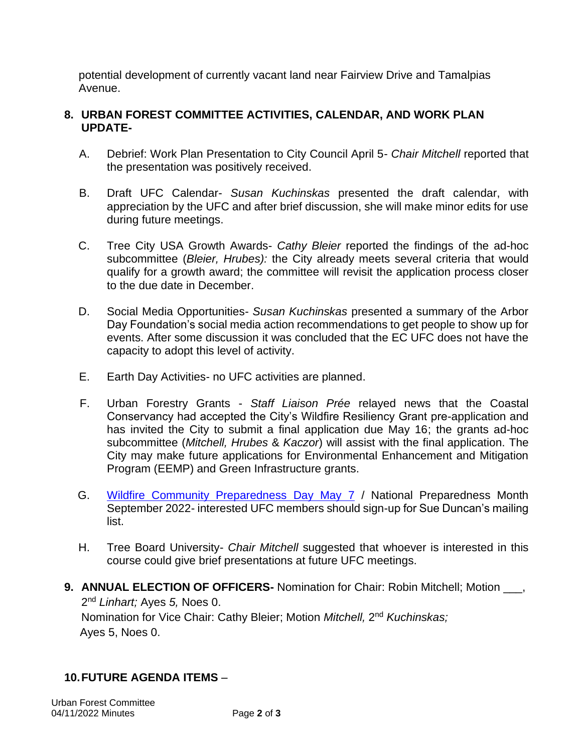potential development of currently vacant land near Fairview Drive and Tamalpias Avenue.

## 8. URBAN FOREST COMMITTEE ACTIVITIES, CALENDAR, AND WORK PLAN UPDATE-

A. Debrief: Work Plan Presentation to City Council April 5- *Chair Mitchell* reported that the presentation was positively received.

B. Draft UFC Calendar- *Susan Kuchinskas* presented the draft calendar, with appreciation by the UFC and after brief discussion, she will make minor edits for use during future meetings.

C. Tree City USA Growth Awards- *Cathy Bleier* reported the findings of the ad-hoc subcommittee (*Bleier, Hrubes):* the City already meets several criteria that would qualify for a growth award; the committee will revisit the application process closer to the due date in December.

D. Social Media Opportunities- *Susan Kuchinskas* presented a summary of the Arbor Day Foundation's social media action recommendations to get people to show up for events. After some discussion it was concluded that the EC UFC does not have the capacity to adopt this level of activity.

E. Earth Day Activities- no UFC activities are planned.

F. Urban Forestry Grants - *Staff Liaison Prée* relayed news that the Coastal Conservancy had accepted the City's Wildfire Resiliency Grant pre-application and has invited the City to submit a final application due May 16; the grants ad-hoc subcommittee (*Mitchell, Hrubes* & *Kaczor*) will assist with the final application. The City may make future applications for Environmental Enhancement and Mitigation Program (EEMP) and Green Infrastructure grants.

G. Wildfire Community Preparedness Day May 7 / National Preparedness Month September 2022- interested UFC members should sign-up for Sue Duncan's mailing list.

H. Tree Board University- *Chair Mitchell* suggested that whoever is interested in this course could give brief presentations at future UFC meetings.

## 9. ANNUAL ELECTION OF OFFICERS-

Nomination for Chair: Robin Mitchell; Motion ___, 2nd *Linhart;* Ayes *5,* Noes 0.
Nomination for Vice Chair: Cathy Bleier; Motion *Mitchell,* 2nd *Kuchinskas;* Ayes 5, Noes 0.

## 10. FUTURE AGENDA ITEMS –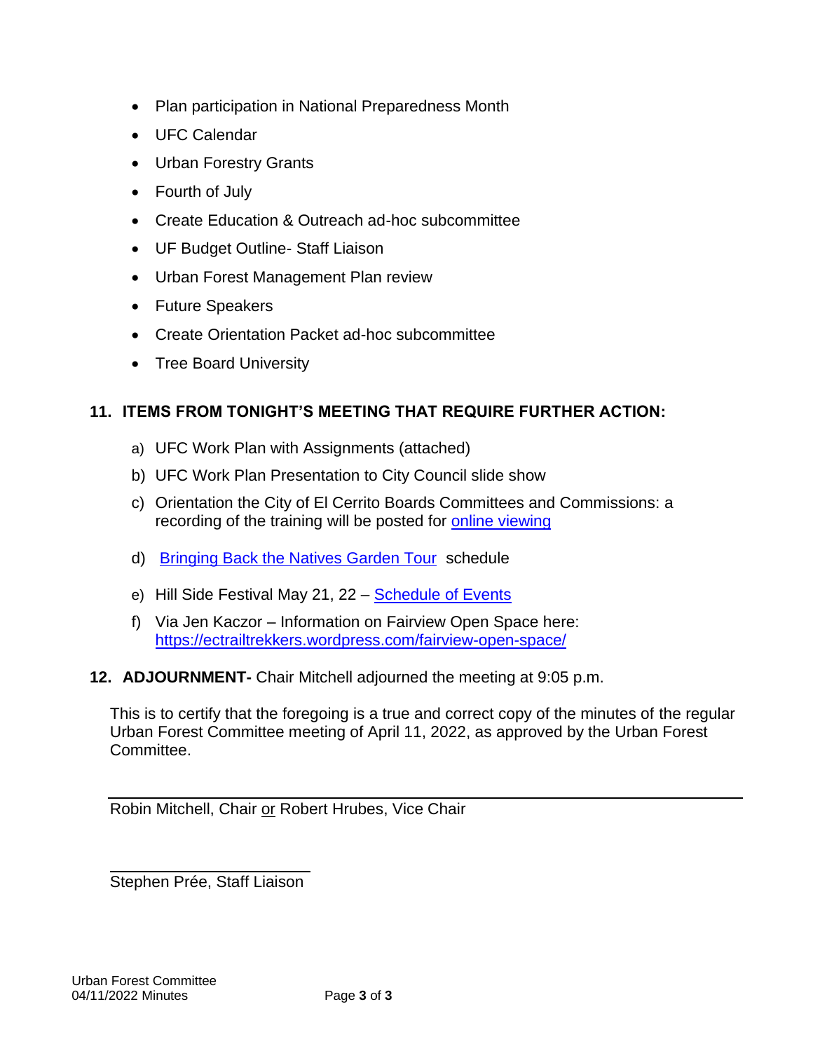- Plan participation in National Preparedness Month
- UFC Calendar
- Urban Forestry Grants
- Fourth of July
- Create Education & Outreach ad-hoc subcommittee
- UF Budget Outline- Staff Liaison
- Urban Forest Management Plan review
- Future Speakers
- Create Orientation Packet ad-hoc subcommittee
- Tree Board University

**11. ITEMS FROM TONIGHT'S MEETING THAT REQUIRE FURTHER ACTION:**

a) UFC Work Plan with Assignments (attached)

b) UFC Work Plan Presentation to City Council slide show

c) Orientation the City of El Cerrito Boards Committees and Commissions: a recording of the training will be posted for online viewing

d) Bringing Back the Natives Garden Tour schedule

e) Hill Side Festival May 21, 22 – Schedule of Events

f) Via Jen Kaczor – Information on Fairview Open Space here: https://ectrailtrekkers.wordpress.com/fairview-open-space/

**12. ADJOURNMENT-** Chair Mitchell adjourned the meeting at 9:05 p.m.

This is to certify that the foregoing is a true and correct copy of the minutes of the regular Urban Forest Committee meeting of April 11, 2022, as approved by the Urban Forest Committee.

Robin Mitchell, Chair or Robert Hrubes, Vice Chair

Stephen Prée, Staff Liaison

Urban Forest Committee
04/11/2022 Minutes